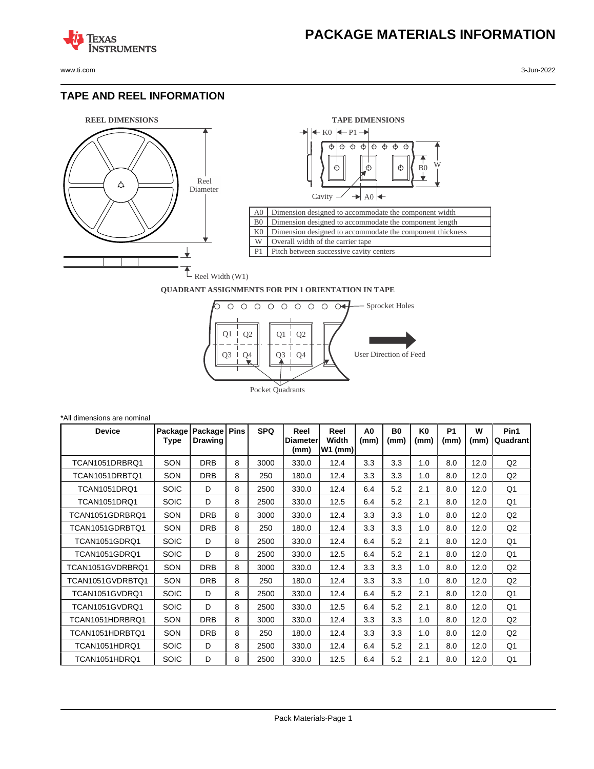# PACKAGE MATERIALS INFORMATION

## TAPE AND REEL INFORMATION

REEL DIMENSIONS

TAPE DIMENSIONS

| | |
|---|---|
| A0 | Dimension designed to accommodate the component width |
| B0 | Dimension designed to accommodate the component length |
| K0 | Dimension designed to accommodate the component thickness |
| W | Overall width of the carrier tape |
| P1 | Pitch between successive cavity centers |

QUADRANT ASSIGNMENTS FOR PIN 1 ORIENTATION IN TAPE

*All dimensions are nominal

| Device | Package Type | Package Drawing | Pins | SPQ | Reel Diameter (mm) | Reel Width W1 (mm) | A0 (mm) | B0 (mm) | K0 (mm) | P1 (mm) | W (mm) | Pin1 Quadrant |
|---|---|---|---|---|---|---|---|---|---|---|---|---|
| TCAN1051DRBRQ1 | SON | DRB | 8 | 3000 | 330.0 | 12.4 | 3.3 | 3.3 | 1.0 | 8.0 | 12.0 | Q2 |
| TCAN1051DRBTQ1 | SON | DRB | 8 | 250 | 180.0 | 12.4 | 3.3 | 3.3 | 1.0 | 8.0 | 12.0 | Q2 |
| TCAN1051DRQ1 | SOIC | D | 8 | 2500 | 330.0 | 12.4 | 6.4 | 5.2 | 2.1 | 8.0 | 12.0 | Q1 |
| TCAN1051DRQ1 | SOIC | D | 8 | 2500 | 330.0 | 12.5 | 6.4 | 5.2 | 2.1 | 8.0 | 12.0 | Q1 |
| TCAN1051GDRBRQ1 | SON | DRB | 8 | 3000 | 330.0 | 12.4 | 3.3 | 3.3 | 1.0 | 8.0 | 12.0 | Q2 |
| TCAN1051GDRBTQ1 | SON | DRB | 8 | 250 | 180.0 | 12.4 | 3.3 | 3.3 | 1.0 | 8.0 | 12.0 | Q2 |
| TCAN1051GDRQ1 | SOIC | D | 8 | 2500 | 330.0 | 12.4 | 6.4 | 5.2 | 2.1 | 8.0 | 12.0 | Q1 |
| TCAN1051GDRQ1 | SOIC | D | 8 | 2500 | 330.0 | 12.5 | 6.4 | 5.2 | 2.1 | 8.0 | 12.0 | Q1 |
| TCAN1051GVDRBRQ1 | SON | DRB | 8 | 3000 | 330.0 | 12.4 | 3.3 | 3.3 | 1.0 | 8.0 | 12.0 | Q2 |
| TCAN1051GVDRBTQ1 | SON | DRB | 8 | 250 | 180.0 | 12.4 | 3.3 | 3.3 | 1.0 | 8.0 | 12.0 | Q2 |
| TCAN1051GVDRQ1 | SOIC | D | 8 | 2500 | 330.0 | 12.4 | 6.4 | 5.2 | 2.1 | 8.0 | 12.0 | Q1 |
| TCAN1051GVDRQ1 | SOIC | D | 8 | 2500 | 330.0 | 12.5 | 6.4 | 5.2 | 2.1 | 8.0 | 12.0 | Q1 |
| TCAN1051HDRBRQ1 | SON | DRB | 8 | 3000 | 330.0 | 12.4 | 3.3 | 3.3 | 1.0 | 8.0 | 12.0 | Q2 |
| TCAN1051HDRBTQ1 | SON | DRB | 8 | 250 | 180.0 | 12.4 | 3.3 | 3.3 | 1.0 | 8.0 | 12.0 | Q2 |
| TCAN1051HDRQ1 | SOIC | D | 8 | 2500 | 330.0 | 12.4 | 6.4 | 5.2 | 2.1 | 8.0 | 12.0 | Q1 |
| TCAN1051HDRQ1 | SOIC | D | 8 | 2500 | 330.0 | 12.5 | 6.4 | 5.2 | 2.1 | 8.0 | 12.0 | Q1 |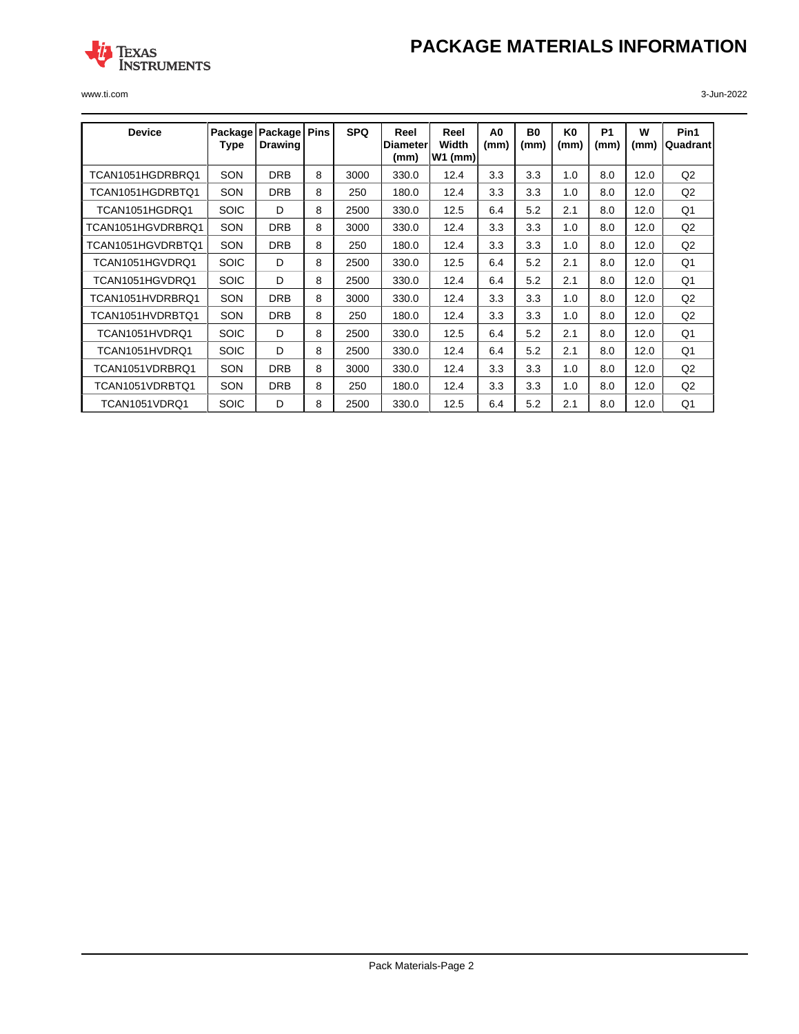| Device | Package Type | Package Drawing | Pins | SPQ | Reel Diameter (mm) | Reel Width W1 (mm) | A0 (mm) | B0 (mm) | K0 (mm) | P1 (mm) | W (mm) | Pin1 Quadrant |
|---|---|---|---|---|---|---|---|---|---|---|---|---|
| TCAN1051HGDRBRQ1 | SON | DRB | 8 | 3000 | 330.0 | 12.4 | 3.3 | 3.3 | 1.0 | 8.0 | 12.0 | Q2 |
| TCAN1051HGDRBTQ1 | SON | DRB | 8 | 250 | 180.0 | 12.4 | 3.3 | 3.3 | 1.0 | 8.0 | 12.0 | Q2 |
| TCAN1051HGDRQ1 | SOIC | D | 8 | 2500 | 330.0 | 12.5 | 6.4 | 5.2 | 2.1 | 8.0 | 12.0 | Q1 |
| TCAN1051HGVDRBRQ1 | SON | DRB | 8 | 3000 | 330.0 | 12.4 | 3.3 | 3.3 | 1.0 | 8.0 | 12.0 | Q2 |
| TCAN1051HGVDRBTQ1 | SON | DRB | 8 | 250 | 180.0 | 12.4 | 3.3 | 3.3 | 1.0 | 8.0 | 12.0 | Q2 |
| TCAN1051HGVDRQ1 | SOIC | D | 8 | 2500 | 330.0 | 12.5 | 6.4 | 5.2 | 2.1 | 8.0 | 12.0 | Q1 |
| TCAN1051HGVDRQ1 | SOIC | D | 8 | 2500 | 330.0 | 12.4 | 6.4 | 5.2 | 2.1 | 8.0 | 12.0 | Q1 |
| TCAN1051HVDRBRQ1 | SON | DRB | 8 | 3000 | 330.0 | 12.4 | 3.3 | 3.3 | 1.0 | 8.0 | 12.0 | Q2 |
| TCAN1051HVDRBTQ1 | SON | DRB | 8 | 250 | 180.0 | 12.4 | 3.3 | 3.3 | 1.0 | 8.0 | 12.0 | Q2 |
| TCAN1051HVDRQ1 | SOIC | D | 8 | 2500 | 330.0 | 12.5 | 6.4 | 5.2 | 2.1 | 8.0 | 12.0 | Q1 |
| TCAN1051HVDRQ1 | SOIC | D | 8 | 2500 | 330.0 | 12.4 | 6.4 | 5.2 | 2.1 | 8.0 | 12.0 | Q1 |
| TCAN1051VDRBRQ1 | SON | DRB | 8 | 3000 | 330.0 | 12.4 | 3.3 | 3.3 | 1.0 | 8.0 | 12.0 | Q2 |
| TCAN1051VDRBTQ1 | SON | DRB | 8 | 250 | 180.0 | 12.4 | 3.3 | 3.3 | 1.0 | 8.0 | 12.0 | Q2 |
| TCAN1051VDRQ1 | SOIC | D | 8 | 2500 | 330.0 | 12.5 | 6.4 | 5.2 | 2.1 | 8.0 | 12.0 | Q1 |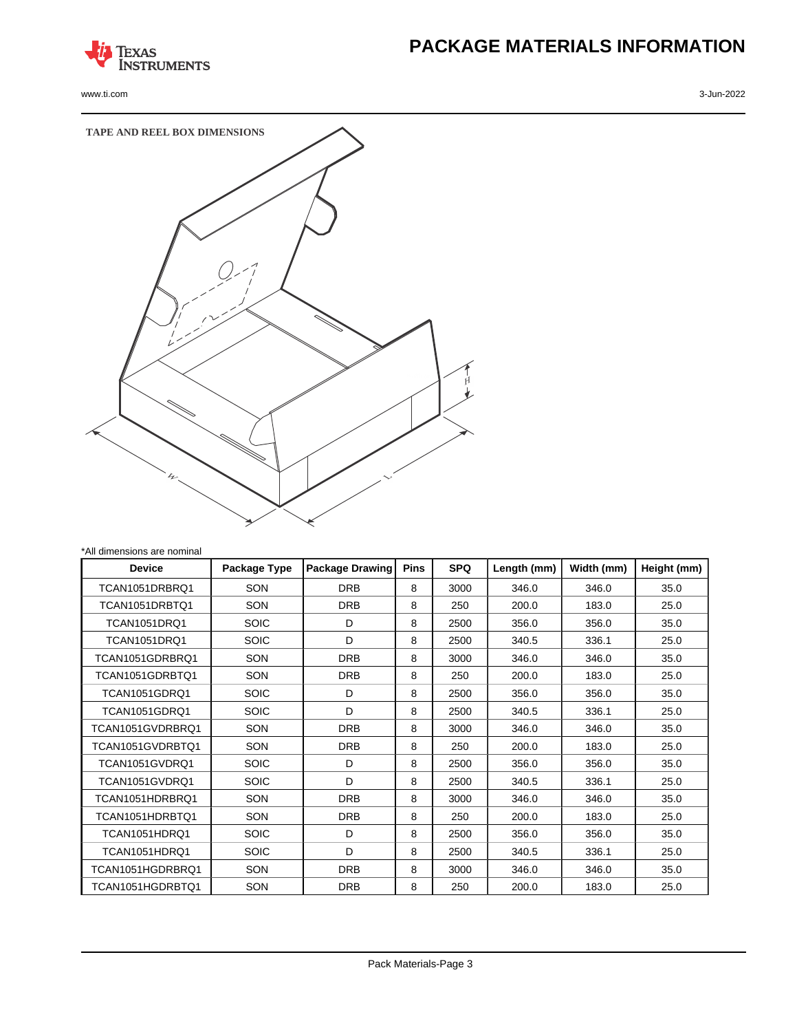# PACKAGE MATERIALS INFORMATION

**TAPE AND REEL BOX DIMENSIONS**

*All dimensions are nominal

| Device | Package Type | Package Drawing | Pins | SPQ | Length (mm) | Width (mm) | Height (mm) |
|---|---|---|---|---|---|---|---|
| TCAN1051DRBRQ1 | SON | DRB | 8 | 3000 | 346.0 | 346.0 | 35.0 |
| TCAN1051DRBTQ1 | SON | DRB | 8 | 250 | 200.0 | 183.0 | 25.0 |
| TCAN1051DRQ1 | SOIC | D | 8 | 2500 | 356.0 | 356.0 | 35.0 |
| TCAN1051DRQ1 | SOIC | D | 8 | 2500 | 340.5 | 336.1 | 25.0 |
| TCAN1051GDRBRQ1 | SON | DRB | 8 | 3000 | 346.0 | 346.0 | 35.0 |
| TCAN1051GDRBTQ1 | SON | DRB | 8 | 250 | 200.0 | 183.0 | 25.0 |
| TCAN1051GDRQ1 | SOIC | D | 8 | 2500 | 356.0 | 356.0 | 35.0 |
| TCAN1051GDRQ1 | SOIC | D | 8 | 2500 | 340.5 | 336.1 | 25.0 |
| TCAN1051GVDRBRQ1 | SON | DRB | 8 | 3000 | 346.0 | 346.0 | 35.0 |
| TCAN1051GVDRBTQ1 | SON | DRB | 8 | 250 | 200.0 | 183.0 | 25.0 |
| TCAN1051GVDRQ1 | SOIC | D | 8 | 2500 | 356.0 | 356.0 | 35.0 |
| TCAN1051GVDRQ1 | SOIC | D | 8 | 2500 | 340.5 | 336.1 | 25.0 |
| TCAN1051HDRBRQ1 | SON | DRB | 8 | 3000 | 346.0 | 346.0 | 35.0 |
| TCAN1051HDRBTQ1 | SON | DRB | 8 | 250 | 200.0 | 183.0 | 25.0 |
| TCAN1051HDRQ1 | SOIC | D | 8 | 2500 | 356.0 | 356.0 | 35.0 |
| TCAN1051HDRQ1 | SOIC | D | 8 | 2500 | 340.5 | 336.1 | 25.0 |
| TCAN1051HGDRBRQ1 | SON | DRB | 8 | 3000 | 346.0 | 346.0 | 35.0 |
| TCAN1051HGDRBTQ1 | SON | DRB | 8 | 250 | 200.0 | 183.0 | 25.0 |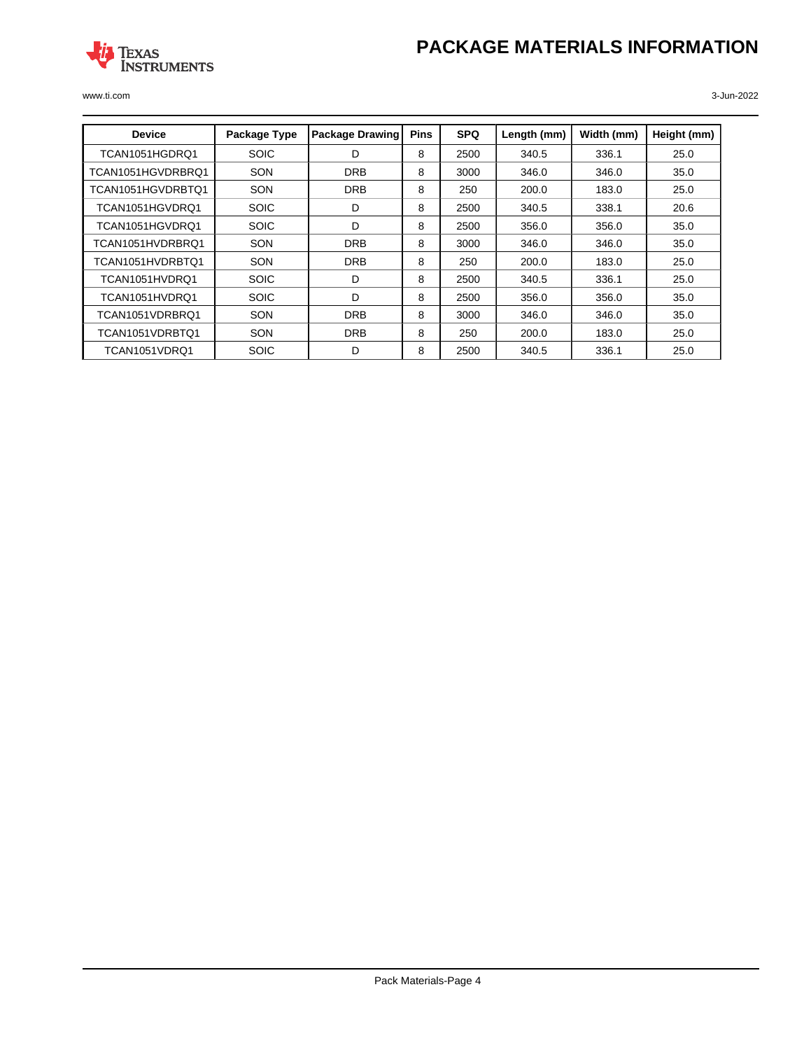| Device | Package Type | Package Drawing | Pins | SPQ | Length (mm) | Width (mm) | Height (mm) |
|---|---|---|---|---|---|---|---|
| TCAN1051HGDRQ1 | SOIC | D | 8 | 2500 | 340.5 | 336.1 | 25.0 |
| TCAN1051HGVDRBRQ1 | SON | DRB | 8 | 3000 | 346.0 | 346.0 | 35.0 |
| TCAN1051HGVDRBTQ1 | SON | DRB | 8 | 250 | 200.0 | 183.0 | 25.0 |
| TCAN1051HGVDRQ1 | SOIC | D | 8 | 2500 | 340.5 | 338.1 | 20.6 |
| TCAN1051HGVDRQ1 | SOIC | D | 8 | 2500 | 356.0 | 356.0 | 35.0 |
| TCAN1051HVDRBRQ1 | SON | DRB | 8 | 3000 | 346.0 | 346.0 | 35.0 |
| TCAN1051HVDRBTQ1 | SON | DRB | 8 | 250 | 200.0 | 183.0 | 25.0 |
| TCAN1051HVDRQ1 | SOIC | D | 8 | 2500 | 340.5 | 336.1 | 25.0 |
| TCAN1051HVDRQ1 | SOIC | D | 8 | 2500 | 356.0 | 356.0 | 35.0 |
| TCAN1051VDRBRQ1 | SON | DRB | 8 | 3000 | 346.0 | 346.0 | 35.0 |
| TCAN1051VDRBTQ1 | SON | DRB | 8 | 250 | 200.0 | 183.0 | 25.0 |
| TCAN1051VDRQ1 | SOIC | D | 8 | 2500 | 340.5 | 336.1 | 25.0 |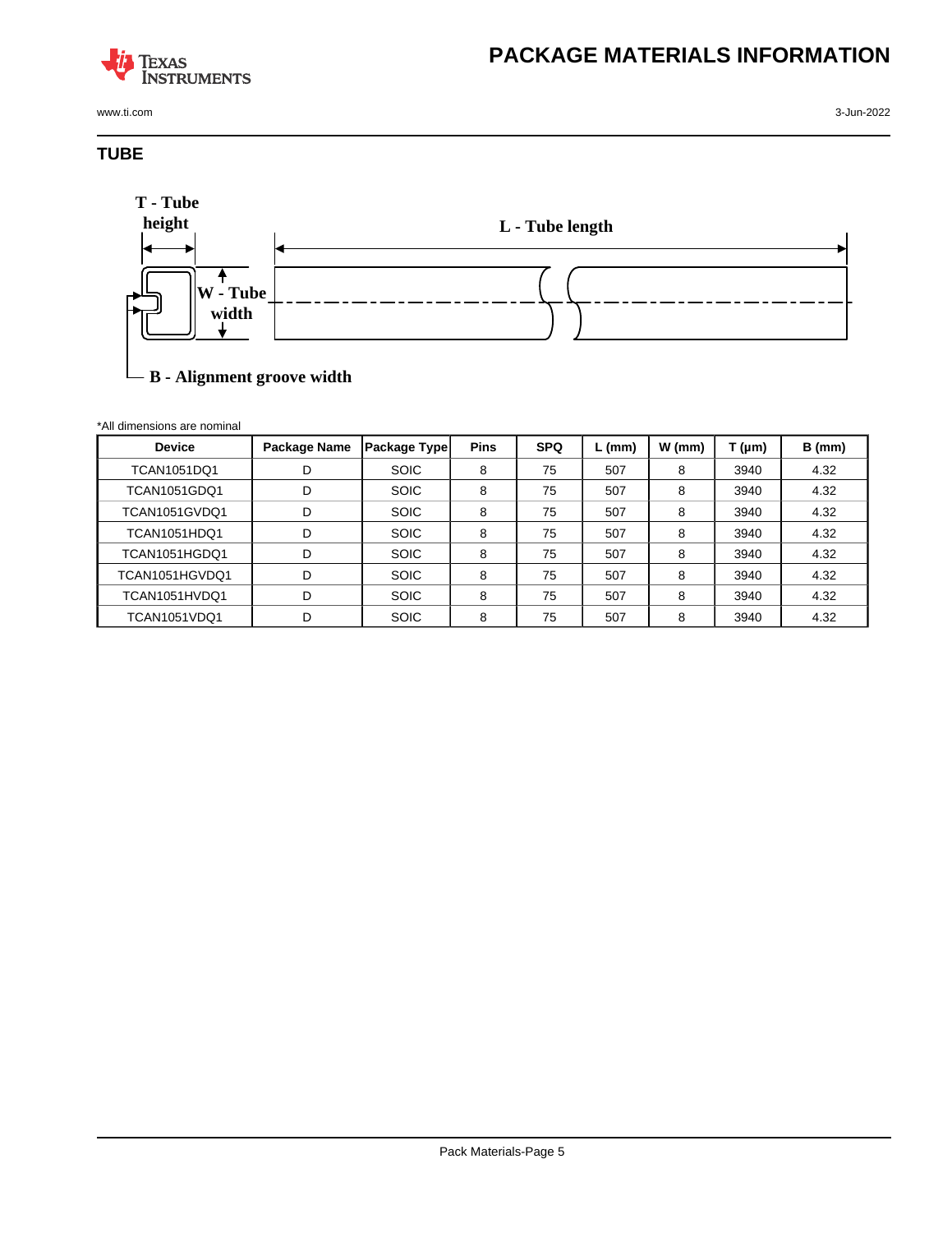## TUBE

T - Tube height

L - Tube length

W - Tube width

B - Alignment groove width

*All dimensions are nominal

| Device | Package Name | Package Type | Pins | SPQ | L (mm) | W (mm) | T (µm) | B (mm) |
|---|---|---|---|---|---|---|---|---|
| TCAN1051DQ1 | D | SOIC | 8 | 75 | 507 | 8 | 3940 | 4.32 |
| TCAN1051GDQ1 | D | SOIC | 8 | 75 | 507 | 8 | 3940 | 4.32 |
| TCAN1051GVDQ1 | D | SOIC | 8 | 75 | 507 | 8 | 3940 | 4.32 |
| TCAN1051HDQ1 | D | SOIC | 8 | 75 | 507 | 8 | 3940 | 4.32 |
| TCAN1051HGDQ1 | D | SOIC | 8 | 75 | 507 | 8 | 3940 | 4.32 |
| TCAN1051HGVDQ1 | D | SOIC | 8 | 75 | 507 | 8 | 3940 | 4.32 |
| TCAN1051HVDQ1 | D | SOIC | 8 | 75 | 507 | 8 | 3940 | 4.32 |
| TCAN1051VDQ1 | D | SOIC | 8 | 75 | 507 | 8 | 3940 | 4.32 |